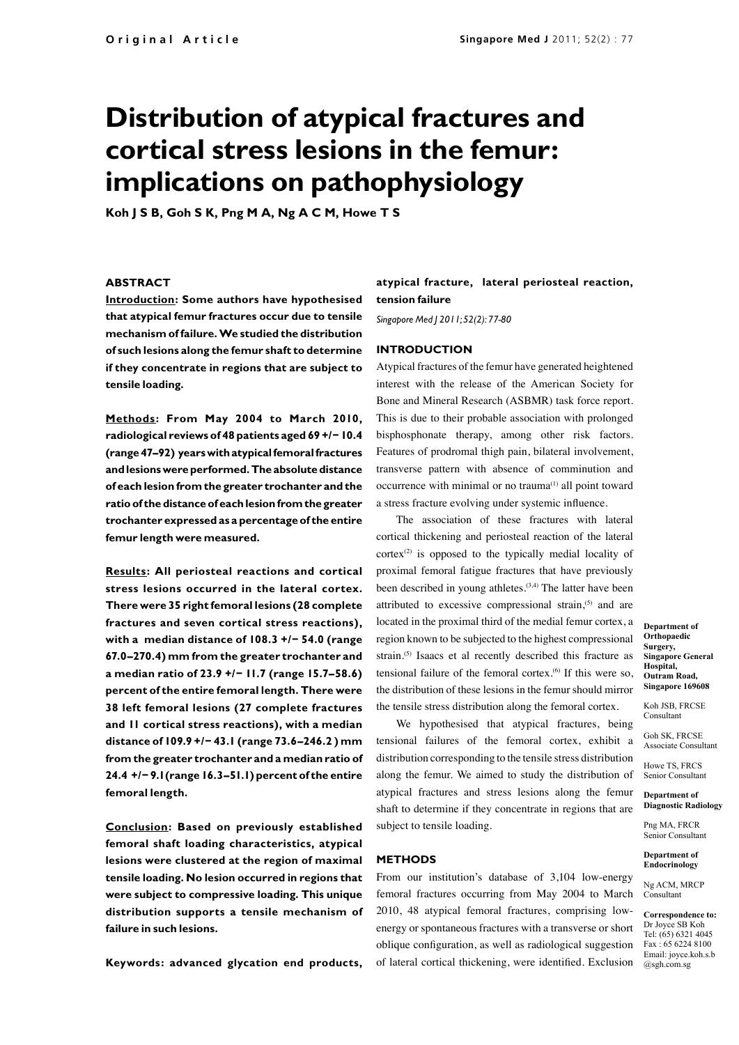Original Article

# Distribution of atypical fractures and cortical stress lesions in the femur: implications on pathophysiology

**Koh J S B, Goh S K, Png M A, Ng A C M, Howe T S**

## ABSTRACT

**Introduction: Some authors have hypothesised that atypical femur fractures occur due to tensile mechanism of failure. We studied the distribution of such lesions along the femur shaft to determine if they concentrate in regions that are subject to tensile loading.**

**Methods: From May 2004 to March 2010, radiological reviews of 48 patients aged 69 +/− 10.4 (range 47–92) years with atypical femoral fractures and lesions were performed. The absolute distance of each lesion from the greater trochanter and the ratio of the distance of each lesion from the greater trochanter expressed as a percentage of the entire femur length were measured.**

**Results: All periosteal reactions and cortical stress lesions occurred in the lateral cortex. There were 35 right femoral lesions (28 complete fractures and seven cortical stress reactions), with a median distance of 108.3 +/− 54.0 (range 67.0–270.4) mm from the greater trochanter and a median ratio of 23.9 +/− 11.7 (range 15.7–58.6) percent of the entire femoral length. There were 38 left femoral lesions (27 complete fractures and 11 cortical stress reactions), with a median distance of 109.9 +/− 43.1 (range 73.6–246.2 ) mm from the greater trochanter and a median ratio of 24.4 +/− 9.1 (range 16.3–51.1) percent of the entire femoral length.**

**Conclusion: Based on previously established femoral shaft loading characteristics, atypical lesions were clustered at the region of maximal tensile loading. No lesion occurred in regions that were subject to compressive loading. This unique distribution supports a tensile mechanism of failure in such lesions.**

**Keywords: advanced glycation end products, atypical fracture, lateral periosteal reaction, tension failure**

*Singapore Med J 2011; 52(2): 77-80*

## INTRODUCTION

Atypical fractures of the femur have generated heightened interest with the release of the American Society for Bone and Mineral Research (ASBMR) task force report. This is due to their probable association with prolonged bisphosphonate therapy, among other risk factors. Features of prodromal thigh pain, bilateral involvement, transverse pattern with absence of comminution and occurrence with minimal or no trauma[1] all point toward a stress fracture evolving under systemic influence.

The association of these fractures with lateral cortical thickening and periosteal reaction of the lateral cortex[2] is opposed to the typically medial locality of proximal femoral fatigue fractures that have previously been described in young athletes.[3,4] The latter have been attributed to excessive compressional strain,[5] and are located in the proximal third of the medial femur cortex, a region known to be subjected to the highest compressional strain.[5] Isaacs et al recently described this fracture as tensional failure of the femoral cortex.[6] If this were so, the distribution of these lesions in the femur should mirror the tensile stress distribution along the femoral cortex.

We hypothesised that atypical fractures, being tensional failures of the femoral cortex, exhibit a distribution corresponding to the tensile stress distribution along the femur. We aimed to study the distribution of atypical fractures and stress lesions along the femur shaft to determine if they concentrate in regions that are subject to tensile loading.

## METHODS

From our institution's database of 3,104 low-energy femoral fractures occurring from May 2004 to March 2010, 48 atypical femoral fractures, comprising low-energy or spontaneous fractures with a transverse or short oblique configuration, as well as radiological suggestion of lateral cortical thickening, were identified. Exclusion

**Department of Orthopaedic Surgery, Singapore General Hospital, Outram Road, Singapore 169608**

Koh JSB, FRCSE
Consultant

Goh SK, FRCSE
Associate Consultant

Howe TS, FRCS
Senior Consultant

**Department of Diagnostic Radiology**

Png MA, FRCR
Senior Consultant

**Department of Endocrinology**

Ng ACM, MRCP
Consultant

**Correspondence to:**
Dr Joyce SB Koh
Tel: (65) 6321 4045
Fax : 65 6224 8100
Email: joyce.koh.s.b@sgh.com.sg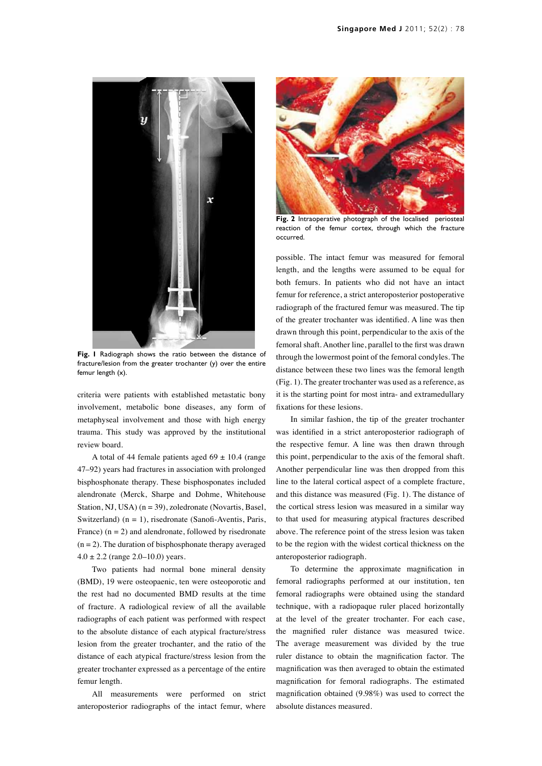Fig. 1 Radiograph shows the ratio between the distance of fracture/lesion from the greater trochanter (y) over the entire femur length (x).

criteria were patients with established metastatic bony involvement, metabolic bone diseases, any form of metaphyseal involvement and those with high energy trauma. This study was approved by the institutional review board.

A total of 44 female patients aged 69 ± 10.4 (range 47–92) years had fractures in association with prolonged bisphosphonate therapy. These bisphosponates included alendronate (Merck, Sharpe and Dohme, Whitehouse Station, NJ, USA) (n = 39), zoledronate (Novartis, Basel, Switzerland) (n = 1), risedronate (Sanofi-Aventis, Paris, France) (n = 2) and alendronate, followed by risedronate (n = 2). The duration of bisphosphonate therapy averaged 4.0 ± 2.2 (range 2.0–10.0) years.

Two patients had normal bone mineral density (BMD), 19 were osteopaenic, ten were osteoporotic and the rest had no documented BMD results at the time of fracture. A radiological review of all the available radiographs of each patient was performed with respect to the absolute distance of each atypical fracture/stress lesion from the greater trochanter, and the ratio of the distance of each atypical fracture/stress lesion from the greater trochanter expressed as a percentage of the entire femur length.

All measurements were performed on strict anteroposterior radiographs of the intact femur, where possible. The intact femur was measured for femoral length, and the lengths were assumed to be equal for both femurs. In patients who did not have an intact femur for reference, a strict anteroposterior postoperative radiograph of the fractured femur was measured. The tip of the greater trochanter was identified. A line was then drawn through this point, perpendicular to the axis of the femoral shaft. Another line, parallel to the first was drawn through the lowermost point of the femoral condyles. The distance between these two lines was the femoral length (Fig. 1). The greater trochanter was used as a reference, as it is the starting point for most intra- and extramedullary fixations for these lesions.

Fig. 2 Intraoperative photograph of the localised periosteal reaction of the femur cortex, through which the fracture occurred.

In similar fashion, the tip of the greater trochanter was identified in a strict anteroposterior radiograph of the respective femur. A line was then drawn through this point, perpendicular to the axis of the femoral shaft. Another perpendicular line was then dropped from this line to the lateral cortical aspect of a complete fracture, and this distance was measured (Fig. 1). The distance of the cortical stress lesion was measured in a similar way to that used for measuring atypical fractures described above. The reference point of the stress lesion was taken to be the region with the widest cortical thickness on the anteroposterior radiograph.

To determine the approximate magnification in femoral radiographs performed at our institution, ten femoral radiographs were obtained using the standard technique, with a radiopaque ruler placed horizontally at the level of the greater trochanter. For each case, the magnified ruler distance was measured twice. The average measurement was divided by the true ruler distance to obtain the magnification factor. The magnification was then averaged to obtain the estimated magnification for femoral radiographs. The estimated magnification obtained (9.98%) was used to correct the absolute distances measured.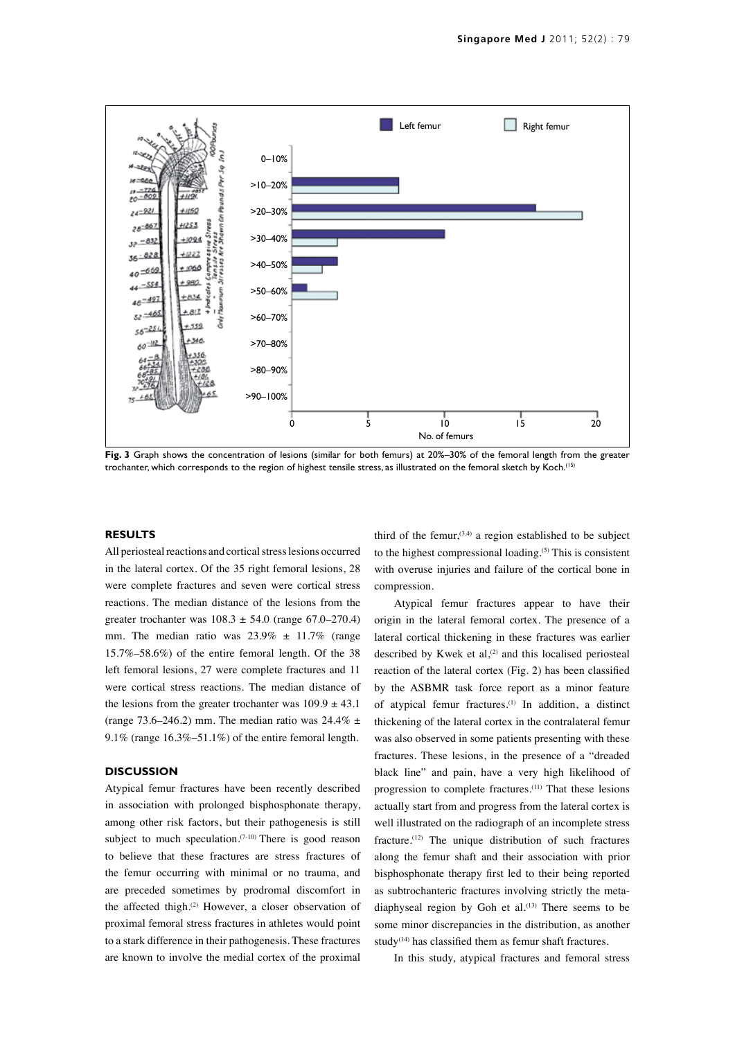**Fig. 3** Graph shows the concentration of lesions (similar for both femurs) at 20%–30% of the femoral length from the greater trochanter, which corresponds to the region of highest tensile stress, as illustrated on the femoral sketch by Koch.[15]

## RESULTS

All periosteal reactions and cortical stress lesions occurred in the lateral cortex. Of the 35 right femoral lesions, 28 were complete fractures and seven were cortical stress reactions. The median distance of the lesions from the greater trochanter was 108.3 ± 54.0 (range 67.0–270.4) mm. The median ratio was 23.9% ± 11.7% (range 15.7%–58.6%) of the entire femoral length. Of the 38 left femoral lesions, 27 were complete fractures and 11 were cortical stress reactions. The median distance of the lesions from the greater trochanter was 109.9 ± 43.1 (range 73.6–246.2) mm. The median ratio was 24.4% ± 9.1% (range 16.3%–51.1%) of the entire femoral length.

## DISCUSSION

Atypical femur fractures have been recently described in association with prolonged bisphosphonate therapy, among other risk factors, but their pathogenesis is still subject to much speculation.[7-10] There is good reason to believe that these fractures are stress fractures of the femur occurring with minimal or no trauma, and are preceded sometimes by prodromal discomfort in the affected thigh.[2] However, a closer observation of proximal femoral stress fractures in athletes would point to a stark difference in their pathogenesis. These fractures are known to involve the medial cortex of the proximal third of the femur,[3,4] a region established to be subject to the highest compressional loading.[5] This is consistent with overuse injuries and failure of the cortical bone in compression.

Atypical femur fractures appear to have their origin in the lateral femoral cortex. The presence of a lateral cortical thickening in these fractures was earlier described by Kwek et al,[2] and this localised periosteal reaction of the lateral cortex (Fig. 2) has been classified by the ASBMR task force report as a minor feature of atypical femur fractures.[1] In addition, a distinct thickening of the lateral cortex in the contralateral femur was also observed in some patients presenting with these fractures. These lesions, in the presence of a "dreaded black line" and pain, have a very high likelihood of progression to complete fractures.[11] That these lesions actually start from and progress from the lateral cortex is well illustrated on the radiograph of an incomplete stress fracture.[12] The unique distribution of such fractures along the femur shaft and their association with prior bisphosphonate therapy first led to their being reported as subtrochanteric fractures involving strictly the meta-diaphyseal region by Goh et al.[13] There seems to be some minor discrepancies in the distribution, as another study[14] has classified them as femur shaft fractures.

In this study, atypical fractures and femoral stress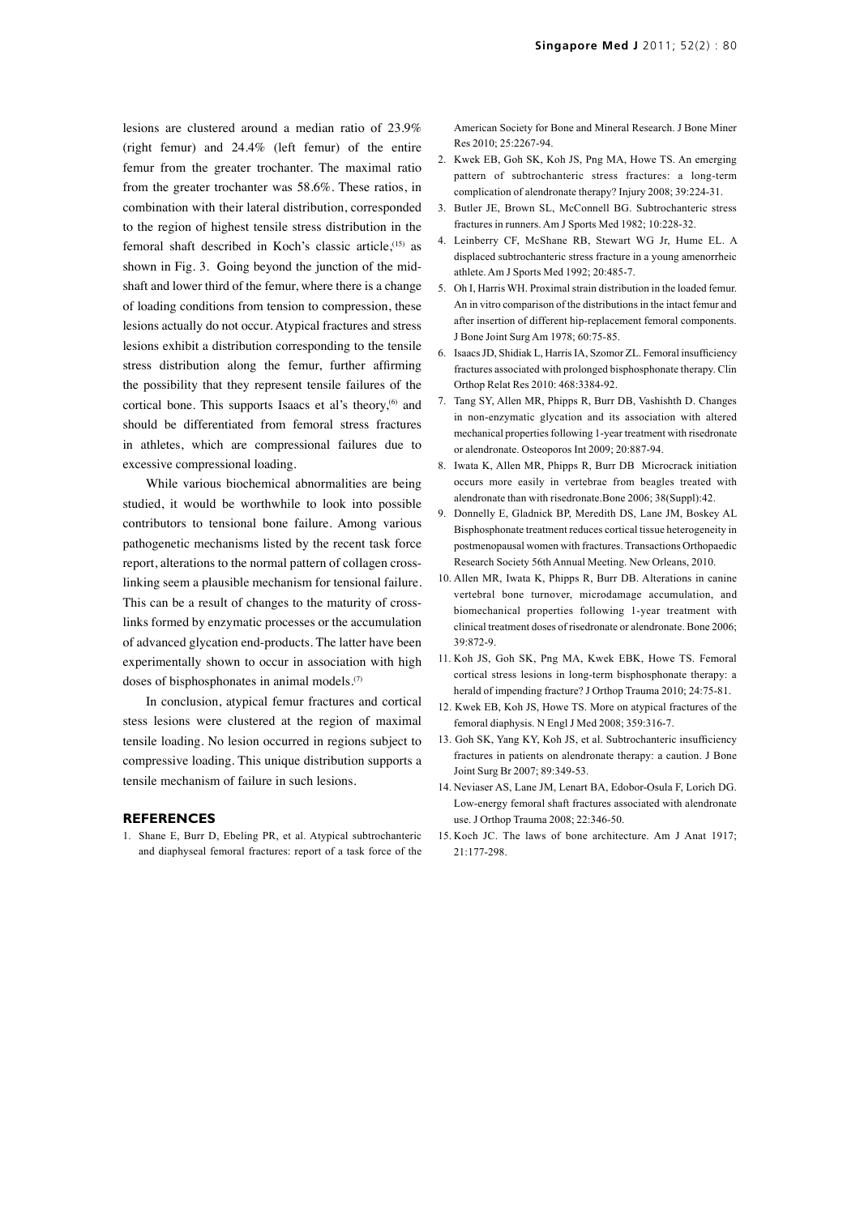lesions are clustered around a median ratio of 23.9% (right femur) and 24.4% (left femur) of the entire femur from the greater trochanter. The maximal ratio from the greater trochanter was 58.6%. These ratios, in combination with their lateral distribution, corresponded to the region of highest tensile stress distribution in the femoral shaft described in Koch's classic article,[15] as shown in Fig. 3. Going beyond the junction of the mid-shaft and lower third of the femur, where there is a change of loading conditions from tension to compression, these lesions actually do not occur. Atypical fractures and stress lesions exhibit a distribution corresponding to the tensile stress distribution along the femur, further affirming the possibility that they represent tensile failures of the cortical bone. This supports Isaacs et al's theory,[6] and should be differentiated from femoral stress fractures in athletes, which are compressional failures due to excessive compressional loading.

While various biochemical abnormalities are being studied, it would be worthwhile to look into possible contributors to tensional bone failure. Among various pathogenetic mechanisms listed by the recent task force report, alterations to the normal pattern of collagen cross-linking seem a plausible mechanism for tensional failure. This can be a result of changes to the maturity of cross-links formed by enzymatic processes or the accumulation of advanced glycation end-products. The latter have been experimentally shown to occur in association with high doses of bisphosphonates in animal models.[7]

In conclusion, atypical femur fractures and cortical stess lesions were clustered at the region of maximal tensile loading. No lesion occurred in regions subject to compressive loading. This unique distribution supports a tensile mechanism of failure in such lesions.

## REFERENCES

1. Shane E, Burr D, Ebeling PR, et al. Atypical subtrochanteric and diaphyseal femoral fractures: report of a task force of the American Society for Bone and Mineral Research. J Bone Miner Res 2010; 25:2267-94.
2. Kwek EB, Goh SK, Koh JS, Png MA, Howe TS. An emerging pattern of subtrochanteric stress fractures: a long-term complication of alendronate therapy? Injury 2008; 39:224-31.
3. Butler JE, Brown SL, McConnell BG. Subtrochanteric stress fractures in runners. Am J Sports Med 1982; 10:228-32.
4. Leinberry CF, McShane RB, Stewart WG Jr, Hume EL. A displaced subtrochanteric stress fracture in a young amenorrheic athlete. Am J Sports Med 1992; 20:485-7.
5. Oh I, Harris WH. Proximal strain distribution in the loaded femur. An in vitro comparison of the distributions in the intact femur and after insertion of different hip-replacement femoral components. J Bone Joint Surg Am 1978; 60:75-85.
6. Isaacs JD, Shidiak L, Harris IA, Szomor ZL. Femoral insufficiency fractures associated with prolonged bisphosphonate therapy. Clin Orthop Relat Res 2010: 468:3384-92.
7. Tang SY, Allen MR, Phipps R, Burr DB, Vashishth D. Changes in non-enzymatic glycation and its association with altered mechanical properties following 1-year treatment with risedronate or alendronate. Osteoporos Int 2009; 20:887-94.
8. Iwata K, Allen MR, Phipps R, Burr DB Microcrack initiation occurs more easily in vertebrae from beagles treated with alendronate than with risedronate.Bone 2006; 38(Suppl):42.
9. Donnelly E, Gladnick BP, Meredith DS, Lane JM, Boskey AL Bisphosphonate treatment reduces cortical tissue heterogeneity in postmenopausal women with fractures. Transactions Orthopaedic Research Society 56th Annual Meeting. New Orleans, 2010.
10. Allen MR, Iwata K, Phipps R, Burr DB. Alterations in canine vertebral bone turnover, microdamage accumulation, and biomechanical properties following 1-year treatment with clinical treatment doses of risedronate or alendronate. Bone 2006; 39:872-9.
11. Koh JS, Goh SK, Png MA, Kwek EBK, Howe TS. Femoral cortical stress lesions in long-term bisphosphonate therapy: a herald of impending fracture? J Orthop Trauma 2010; 24:75-81.
12. Kwek EB, Koh JS, Howe TS. More on atypical fractures of the femoral diaphysis. N Engl J Med 2008; 359:316-7.
13. Goh SK, Yang KY, Koh JS, et al. Subtrochanteric insufficiency fractures in patients on alendronate therapy: a caution. J Bone Joint Surg Br 2007; 89:349-53.
14. Neviaser AS, Lane JM, Lenart BA, Edobor-Osula F, Lorich DG. Low-energy femoral shaft fractures associated with alendronate use. J Orthop Trauma 2008; 22:346-50.
15. Koch JC. The laws of bone architecture. Am J Anat 1917; 21:177-298.